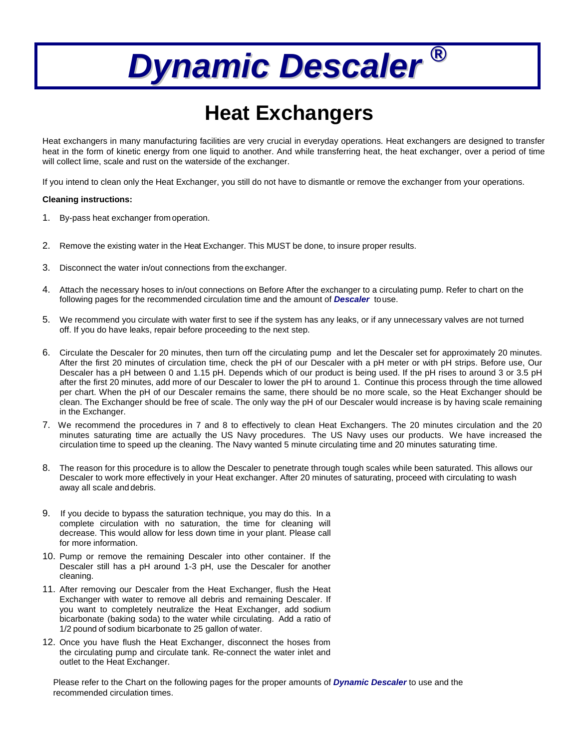# *Dynamic Descaler* ®

## Heat Exchangers

Heat exchangers in many manufacturing facilities are very crucial in everyday operations. Heat exchangers are designed to transfer heat in the form of kinetic energy from one liquid to another. And while transferring heat, the heat exchanger, over a period of time will collect lime, scale and rust on the waterside of the exchanger.

If you intend to clean only the Heat Exchanger, you still do not have to dismantle or remove the exchanger from your operations.

**Cleaning instructions:**

1. By-pass heat exchanger from operation.
2. Remove the existing water in the Heat Exchanger. This MUST be done, to insure proper results.
3. Disconnect the water in/out connections from the exchanger.
4. Attach the necessary hoses to in/out connections on Before After the exchanger to a circulating pump. Refer to chart on the following pages for the recommended circulation time and the amount of ***Descaler*** to use.
5. We recommend you circulate with water first to see if the system has any leaks, or if any unnecessary valves are not turned off. If you do have leaks, repair before proceeding to the next step.
6. Circulate the Descaler for 20 minutes, then turn off the circulating pump and let the Descaler set for approximately 20 minutes. After the first 20 minutes of circulation time, check the pH of our Descaler with a pH meter or with pH strips. Before use, Our Descaler has a pH between 0 and 1.15 pH. Depends which of our product is being used. If the pH rises to around 3 or 3.5 pH after the first 20 minutes, add more of our Descaler to lower the pH to around 1. Continue this process through the time allowed per chart. When the pH of our Descaler remains the same, there should be no more scale, so the Heat Exchanger should be clean. The Exchanger should be free of scale. The only way the pH of our Descaler would increase is by having scale remaining in the Exchanger.
7. We recommend the procedures in 7 and 8 to effectively to clean Heat Exchangers. The 20 minutes circulation and the 20 minutes saturating time are actually the US Navy procedures. The US Navy uses our products. We have increased the circulation time to speed up the cleaning. The Navy wanted 5 minute circulating time and 20 minutes saturating time.
8. The reason for this procedure is to allow the Descaler to penetrate through tough scales while been saturated. This allows our Descaler to work more effectively in your Heat exchanger. After 20 minutes of saturating, proceed with circulating to wash away all scale and debris.
9. If you decide to bypass the saturation technique, you may do this. In a complete circulation with no saturation, the time for cleaning will decrease. This would allow for less down time in your plant. Please call for more information.
10. Pump or remove the remaining Descaler into other container. If the Descaler still has a pH around 1-3 pH, use the Descaler for another cleaning.
11. After removing our Descaler from the Heat Exchanger, flush the Heat Exchanger with water to remove all debris and remaining Descaler. If you want to completely neutralize the Heat Exchanger, add sodium bicarbonate (baking soda) to the water while circulating. Add a ratio of 1/2 pound of sodium bicarbonate to 25 gallon of water.
12. Once you have flush the Heat Exchanger, disconnect the hoses from the circulating pump and circulate tank. Re-connect the water inlet and outlet to the Heat Exchanger.

Please refer to the Chart on the following pages for the proper amounts of ***Dynamic Descaler*** to use and the recommended circulation times.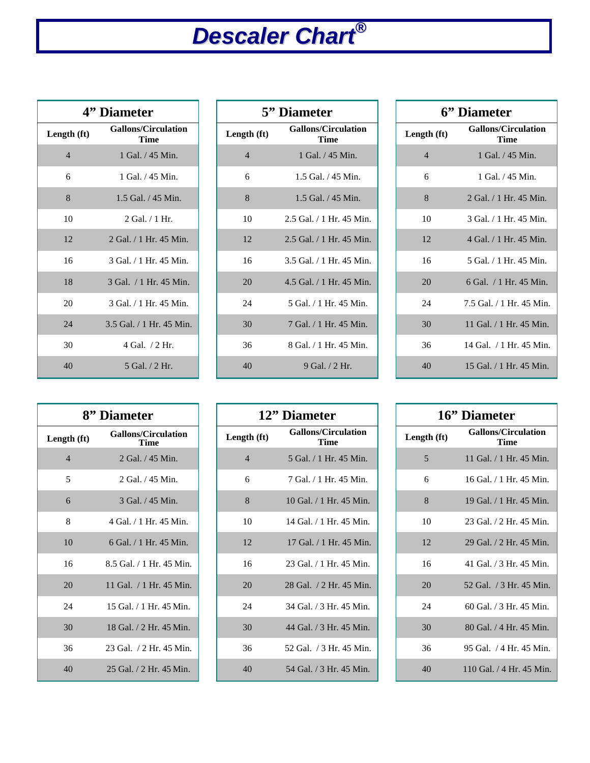# *Descaler Chart®*

### 4" Diameter

| Length (ft) | Gallons/Circulation Time |
|---|---|
| 4 | 1 Gal. / 45 Min. |
| 6 | 1 Gal. / 45 Min. |
| 8 | 1.5 Gal. / 45 Min. |
| 10 | 2 Gal. / 1 Hr. |
| 12 | 2 Gal. / 1 Hr. 45 Min. |
| 16 | 3 Gal. / 1 Hr. 45 Min. |
| 18 | 3 Gal. / 1 Hr. 45 Min. |
| 20 | 3 Gal. / 1 Hr. 45 Min. |
| 24 | 3.5 Gal. / 1 Hr. 45 Min. |
| 30 | 4 Gal. / 2 Hr. |
| 40 | 5 Gal. / 2 Hr. |

### 5" Diameter

| Length (ft) | Gallons/Circulation Time |
|---|---|
| 4 | 1 Gal. / 45 Min. |
| 6 | 1.5 Gal. / 45 Min. |
| 8 | 1.5 Gal. / 45 Min. |
| 10 | 2.5 Gal. / 1 Hr. 45 Min. |
| 12 | 2.5 Gal. / 1 Hr. 45 Min. |
| 16 | 3.5 Gal. / 1 Hr. 45 Min. |
| 20 | 4.5 Gal. / 1 Hr. 45 Min. |
| 24 | 5 Gal. / 1 Hr. 45 Min. |
| 30 | 7 Gal. / 1 Hr. 45 Min. |
| 36 | 8 Gal. / 1 Hr. 45 Min. |
| 40 | 9 Gal. / 2 Hr. |

### 6" Diameter

| Length (ft) | Gallons/Circulation Time |
|---|---|
| 4 | 1 Gal. / 45 Min. |
| 6 | 1 Gal. / 45 Min. |
| 8 | 2 Gal. / 1 Hr. 45 Min. |
| 10 | 3 Gal. / 1 Hr. 45 Min. |
| 12 | 4 Gal. / 1 Hr. 45 Min. |
| 16 | 5 Gal. / 1 Hr. 45 Min. |
| 20 | 6 Gal. / 1 Hr. 45 Min. |
| 24 | 7.5 Gal. / 1 Hr. 45 Min. |
| 30 | 11 Gal. / 1 Hr. 45 Min. |
| 36 | 14 Gal. / 1 Hr. 45 Min. |
| 40 | 15 Gal. / 1 Hr. 45 Min. |

### 8" Diameter

| Length (ft) | Gallons/Circulation Time |
|---|---|
| 4 | 2 Gal. / 45 Min. |
| 5 | 2 Gal. / 45 Min. |
| 6 | 3 Gal. / 45 Min. |
| 8 | 4 Gal. / 1 Hr. 45 Min. |
| 10 | 6 Gal. / 1 Hr. 45 Min. |
| 16 | 8.5 Gal. / 1 Hr. 45 Min. |
| 20 | 11 Gal. / 1 Hr. 45 Min. |
| 24 | 15 Gal. / 1 Hr. 45 Min. |
| 30 | 18 Gal. / 2 Hr. 45 Min. |
| 36 | 23 Gal. / 2 Hr. 45 Min. |
| 40 | 25 Gal. / 2 Hr. 45 Min. |

### 12" Diameter

| Length (ft) | Gallons/Circulation Time |
|---|---|
| 4 | 5 Gal. / 1 Hr. 45 Min. |
| 6 | 7 Gal. / 1 Hr. 45 Min. |
| 8 | 10 Gal. / 1 Hr. 45 Min. |
| 10 | 14 Gal. / 1 Hr. 45 Min. |
| 12 | 17 Gal. / 1 Hr. 45 Min. |
| 16 | 23 Gal. / 1 Hr. 45 Min. |
| 20 | 28 Gal. / 2 Hr. 45 Min. |
| 24 | 34 Gal. / 3 Hr. 45 Min. |
| 30 | 44 Gal. / 3 Hr. 45 Min. |
| 36 | 52 Gal. / 3 Hr. 45 Min. |
| 40 | 54 Gal. / 3 Hr. 45 Min. |

### 16" Diameter

| Length (ft) | Gallons/Circulation Time |
|---|---|
| 5 | 11 Gal. / 1 Hr. 45 Min. |
| 6 | 16 Gal. / 1 Hr. 45 Min. |
| 8 | 19 Gal. / 1 Hr. 45 Min. |
| 10 | 23 Gal. / 2 Hr. 45 Min. |
| 12 | 29 Gal. / 2 Hr. 45 Min. |
| 16 | 41 Gal. / 3 Hr. 45 Min. |
| 20 | 52 Gal. / 3 Hr. 45 Min. |
| 24 | 60 Gal. / 3 Hr. 45 Min. |
| 30 | 80 Gal. / 4 Hr. 45 Min. |
| 36 | 95 Gal. / 4 Hr. 45 Min. |
| 40 | 110 Gal. / 4 Hr. 45 Min. |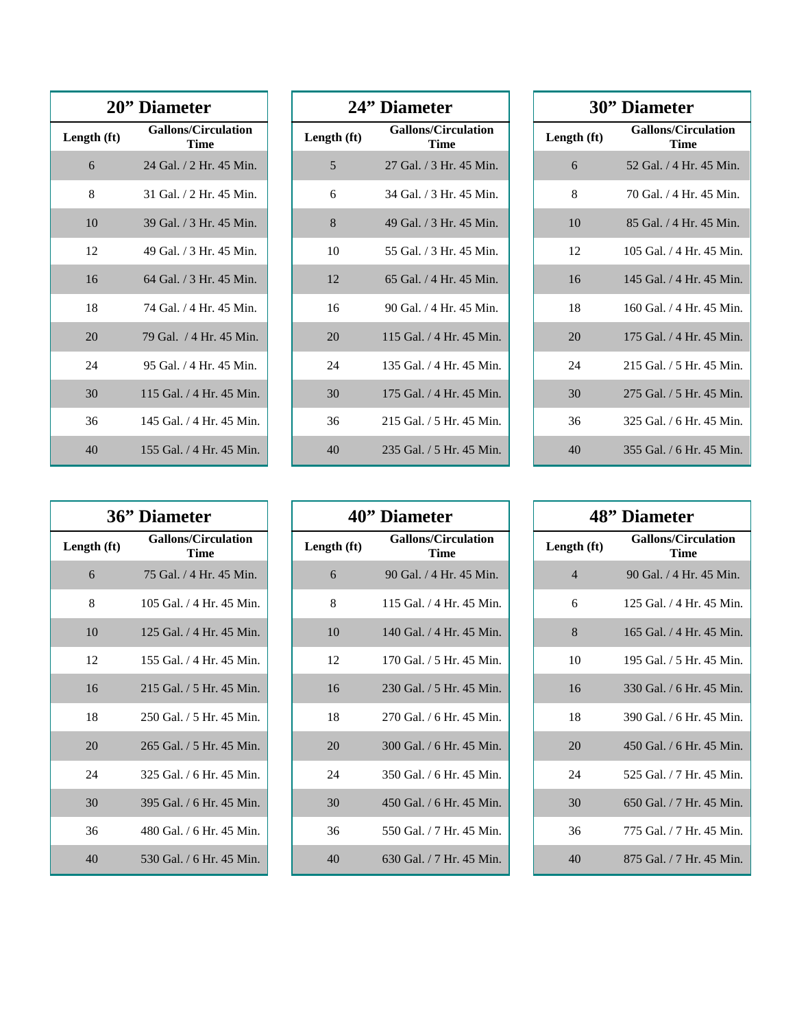## 20” Diameter

| Length (ft) | Gallons/Circulation Time |
|---|---|
| 6 | 24 Gal. / 2 Hr. 45 Min. |
| 8 | 31 Gal. / 2 Hr. 45 Min. |
| 10 | 39 Gal. / 3 Hr. 45 Min. |
| 12 | 49 Gal. / 3 Hr. 45 Min. |
| 16 | 64 Gal. / 3 Hr. 45 Min. |
| 18 | 74 Gal. / 4 Hr. 45 Min. |
| 20 | 79 Gal. / 4 Hr. 45 Min. |
| 24 | 95 Gal. / 4 Hr. 45 Min. |
| 30 | 115 Gal. / 4 Hr. 45 Min. |
| 36 | 145 Gal. / 4 Hr. 45 Min. |
| 40 | 155 Gal. / 4 Hr. 45 Min. |

## 24” Diameter

| Length (ft) | Gallons/Circulation Time |
|---|---|
| 5 | 27 Gal. / 3 Hr. 45 Min. |
| 6 | 34 Gal. / 3 Hr. 45 Min. |
| 8 | 49 Gal. / 3 Hr. 45 Min. |
| 10 | 55 Gal. / 3 Hr. 45 Min. |
| 12 | 65 Gal. / 4 Hr. 45 Min. |
| 16 | 90 Gal. / 4 Hr. 45 Min. |
| 20 | 115 Gal. / 4 Hr. 45 Min. |
| 24 | 135 Gal. / 4 Hr. 45 Min. |
| 30 | 175 Gal. / 4 Hr. 45 Min. |
| 36 | 215 Gal. / 5 Hr. 45 Min. |
| 40 | 235 Gal. / 5 Hr. 45 Min. |

## 30” Diameter

| Length (ft) | Gallons/Circulation Time |
|---|---|
| 6 | 52 Gal. / 4 Hr. 45 Min. |
| 8 | 70 Gal. / 4 Hr. 45 Min. |
| 10 | 85 Gal. / 4 Hr. 45 Min. |
| 12 | 105 Gal. / 4 Hr. 45 Min. |
| 16 | 145 Gal. / 4 Hr. 45 Min. |
| 18 | 160 Gal. / 4 Hr. 45 Min. |
| 20 | 175 Gal. / 4 Hr. 45 Min. |
| 24 | 215 Gal. / 5 Hr. 45 Min. |
| 30 | 275 Gal. / 5 Hr. 45 Min. |
| 36 | 325 Gal. / 6 Hr. 45 Min. |
| 40 | 355 Gal. / 6 Hr. 45 Min. |

## 36” Diameter

| Length (ft) | Gallons/Circulation Time |
|---|---|
| 6 | 75 Gal. / 4 Hr. 45 Min. |
| 8 | 105 Gal. / 4 Hr. 45 Min. |
| 10 | 125 Gal. / 4 Hr. 45 Min. |
| 12 | 155 Gal. / 4 Hr. 45 Min. |
| 16 | 215 Gal. / 5 Hr. 45 Min. |
| 18 | 250 Gal. / 5 Hr. 45 Min. |
| 20 | 265 Gal. / 5 Hr. 45 Min. |
| 24 | 325 Gal. / 6 Hr. 45 Min. |
| 30 | 395 Gal. / 6 Hr. 45 Min. |
| 36 | 480 Gal. / 6 Hr. 45 Min. |
| 40 | 530 Gal. / 6 Hr. 45 Min. |

## 40” Diameter

| Length (ft) | Gallons/Circulation Time |
|---|---|
| 6 | 90 Gal. / 4 Hr. 45 Min. |
| 8 | 115 Gal. / 4 Hr. 45 Min. |
| 10 | 140 Gal. / 4 Hr. 45 Min. |
| 12 | 170 Gal. / 5 Hr. 45 Min. |
| 16 | 230 Gal. / 5 Hr. 45 Min. |
| 18 | 270 Gal. / 6 Hr. 45 Min. |
| 20 | 300 Gal. / 6 Hr. 45 Min. |
| 24 | 350 Gal. / 6 Hr. 45 Min. |
| 30 | 450 Gal. / 6 Hr. 45 Min. |
| 36 | 550 Gal. / 7 Hr. 45 Min. |
| 40 | 630 Gal. / 7 Hr. 45 Min. |

## 48” Diameter

| Length (ft) | Gallons/Circulation Time |
|---|---|
| 4 | 90 Gal. / 4 Hr. 45 Min. |
| 6 | 125 Gal. / 4 Hr. 45 Min. |
| 8 | 165 Gal. / 4 Hr. 45 Min. |
| 10 | 195 Gal. / 5 Hr. 45 Min. |
| 16 | 330 Gal. / 6 Hr. 45 Min. |
| 18 | 390 Gal. / 6 Hr. 45 Min. |
| 20 | 450 Gal. / 6 Hr. 45 Min. |
| 24 | 525 Gal. / 7 Hr. 45 Min. |
| 30 | 650 Gal. / 7 Hr. 45 Min. |
| 36 | 775 Gal. / 7 Hr. 45 Min. |
| 40 | 875 Gal. / 7 Hr. 45 Min. |